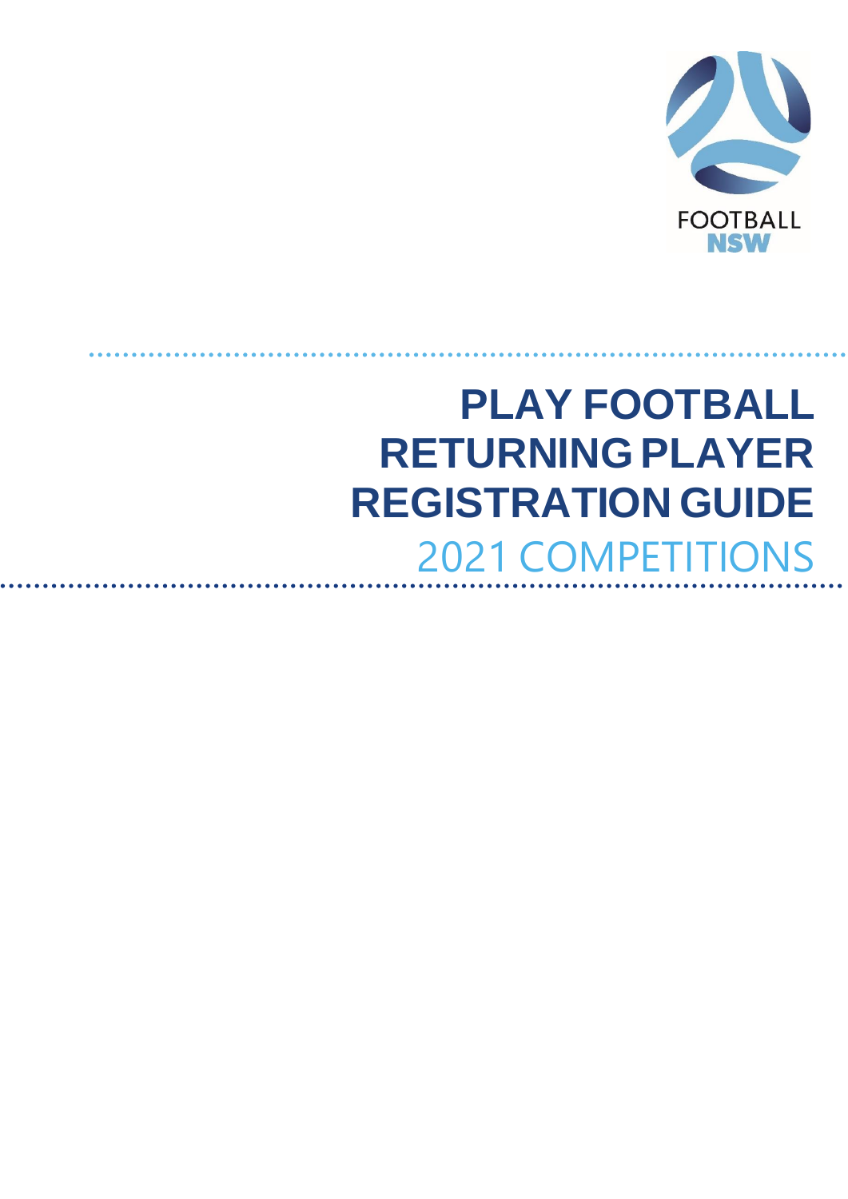FOOTBALL NSW

# PLAY FOOTBALL RETURNING PLAYER REGISTRATION GUIDE

## 2021 COMPETITIONS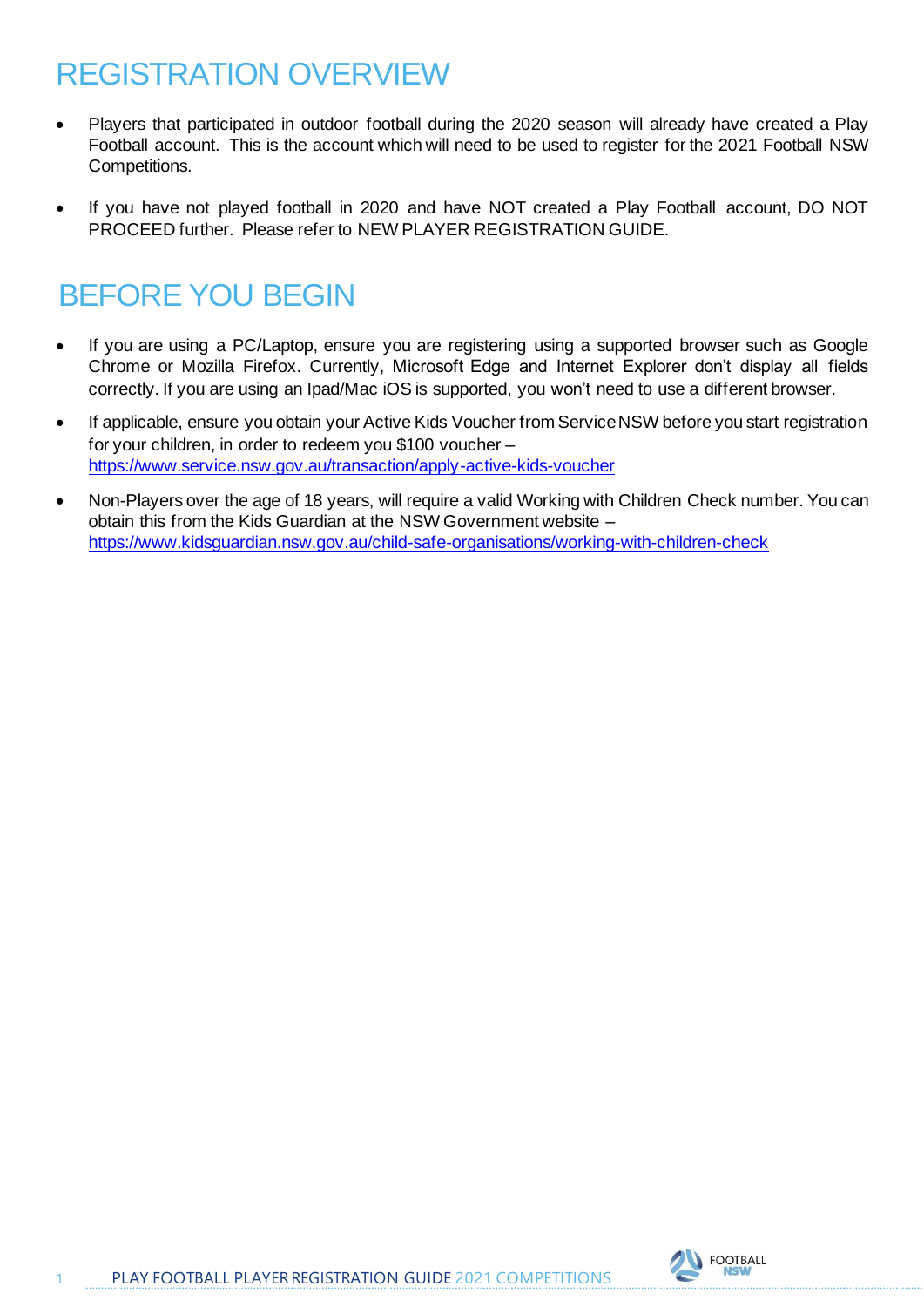# REGISTRATION OVERVIEW

- Players that participated in outdoor football during the 2020 season will already have created a Play Football account. This is the account which will need to be used to register for the 2021 Football NSW Competitions.
- If you have not played football in 2020 and have NOT created a Play Football account, DO NOT PROCEED further. Please refer to NEW PLAYER REGISTRATION GUIDE.

# BEFORE YOU BEGIN

- If you are using a PC/Laptop, ensure you are registering using a supported browser such as Google Chrome or Mozilla Firefox. Currently, Microsoft Edge and Internet Explorer don't display all fields correctly. If you are using an Ipad/Mac iOS is supported, you won't need to use a different browser.
- If applicable, ensure you obtain your Active Kids Voucher from Service NSW before you start registration for your children, in order to redeem you $100 voucher – https://www.service.nsw.gov.au/transaction/apply-active-kids-voucher
- Non-Players over the age of 18 years, will require a valid Working with Children Check number. You can obtain this from the Kids Guardian at the NSW Government website – https://www.kidsguardian.nsw.gov.au/child-safe-organisations/working-with-children-check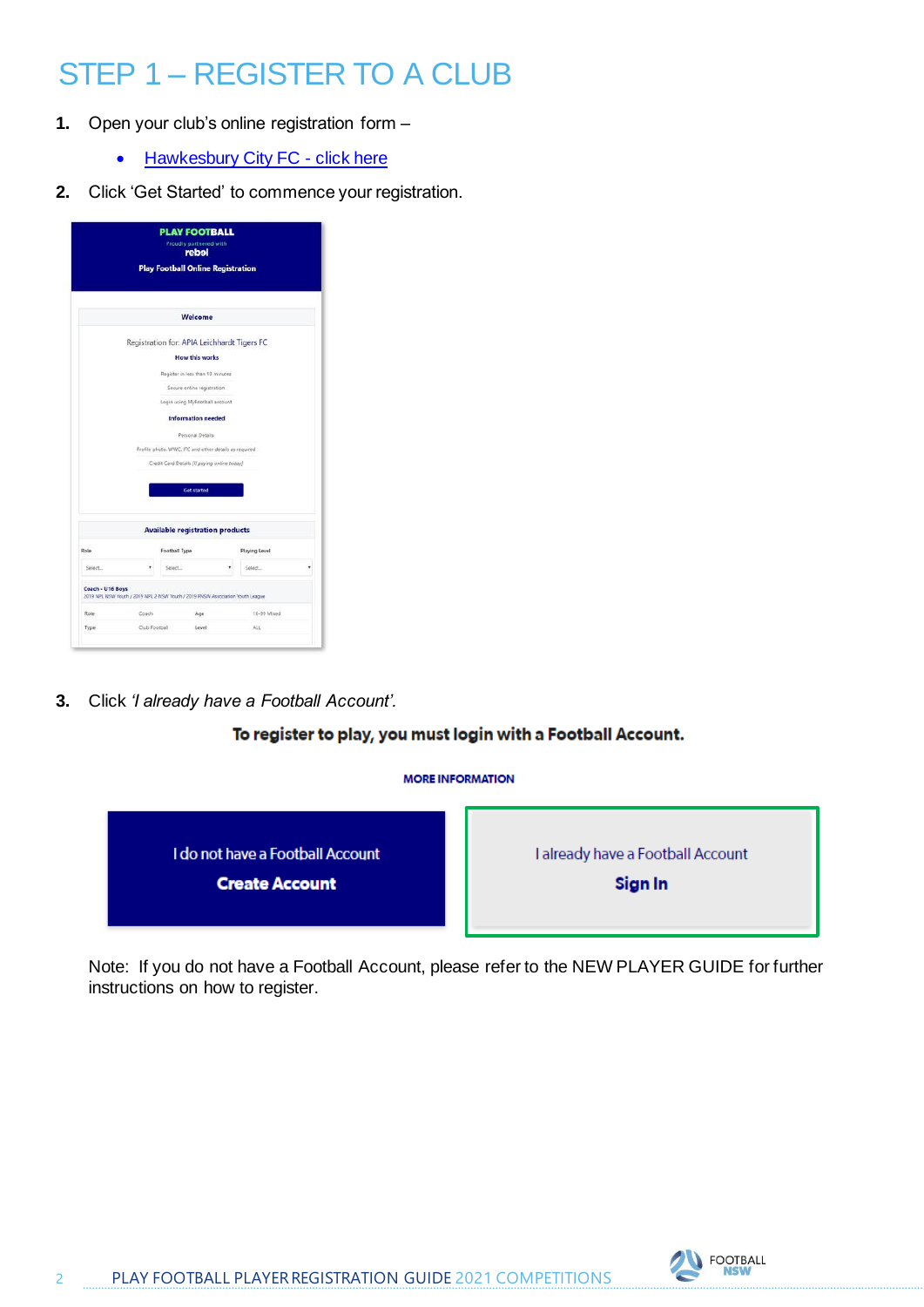# STEP 1 – REGISTER TO A CLUB

1. Open your club's online registration form –
   - Hawkesbury City FC - click here
2. Click 'Get Started' to commence your registration.

3. Click *'I already have a Football Account'*.

**To register to play, you must login with a Football Account.**

MORE INFORMATION

| I do not have a Football Account **Create Account** | I already have a Football Account **Sign In** |
|---|---|

Note: If you do not have a Football Account, please refer to the NEW PLAYER GUIDE for further instructions on how to register.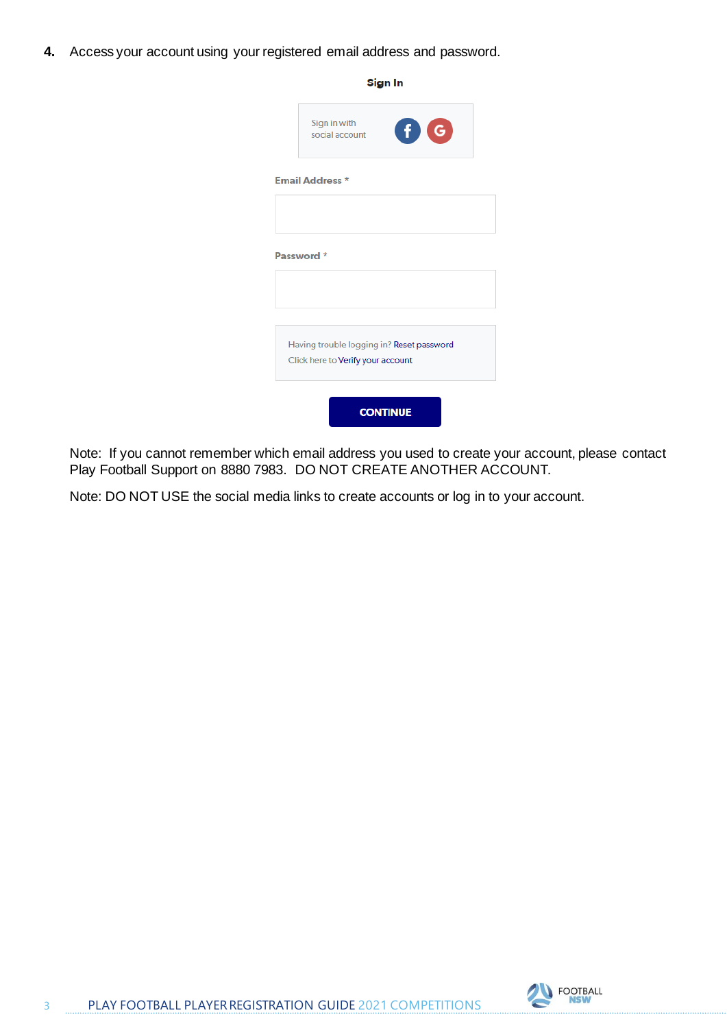4. Access your account using your registered email address and password.

**Sign In**

Sign in with social account

**Email Address** *

**Password** *

Having trouble logging in? Reset password
Click here to Verify your account

**CONTINUE**

Note: If you cannot remember which email address you used to create your account, please contact Play Football Support on 8880 7983. DO NOT CREATE ANOTHER ACCOUNT.

Note: DO NOT USE the social media links to create accounts or log in to your account.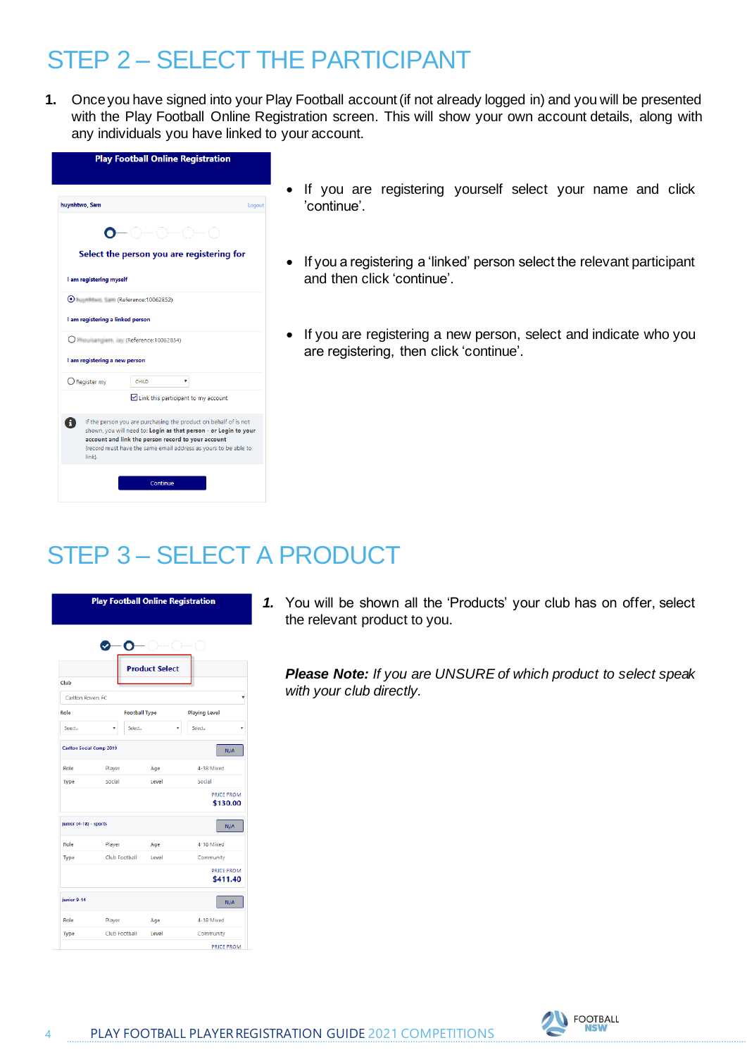# STEP 2 – SELECT THE PARTICIPANT

1. Once you have signed into your Play Football account (if not already logged in) and you will be presented with the Play Football Online Registration screen. This will show your own account details, along with any individuals you have linked to your account.

- If you are registering yourself select your name and click 'continue'.
- If you a registering a 'linked' person select the relevant participant and then click 'continue'.
- If you are registering a new person, select and indicate who you are registering, then click 'continue'.

# STEP 3 – SELECT A PRODUCT

1. You will be shown all the 'Products' your club has on offer, select the relevant product to you.

***Please Note:*** *If you are UNSURE of which product to select speak with your club directly.*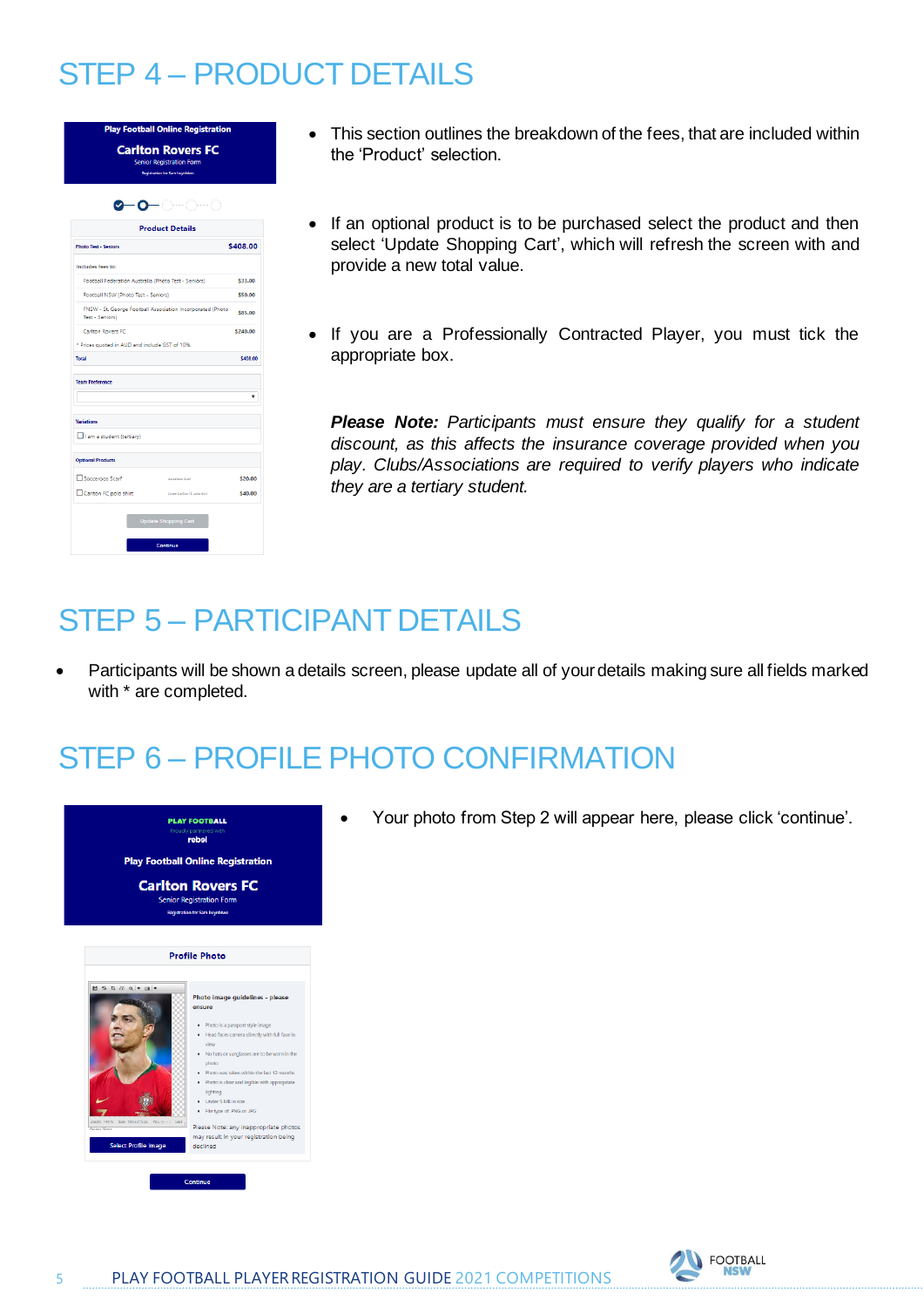# STEP 4 – PRODUCT DETAILS

- This section outlines the breakdown of the fees, that are included within the 'Product' selection.
- If an optional product is to be purchased select the product and then select 'Update Shopping Cart', which will refresh the screen with and provide a new total value.
- If you are a Professionally Contracted Player, you must tick the appropriate box.

***Please Note:*** *Participants must ensure they qualify for a student discount, as this affects the insurance coverage provided when you play. Clubs/Associations are required to verify players who indicate they are a tertiary student.*

# STEP 5 – PARTICIPANT DETAILS

- Participants will be shown a details screen, please update all of your details making sure all fields marked with * are completed.

# STEP 6 – PROFILE PHOTO CONFIRMATION

- Your photo from Step 2 will appear here, please click 'continue'.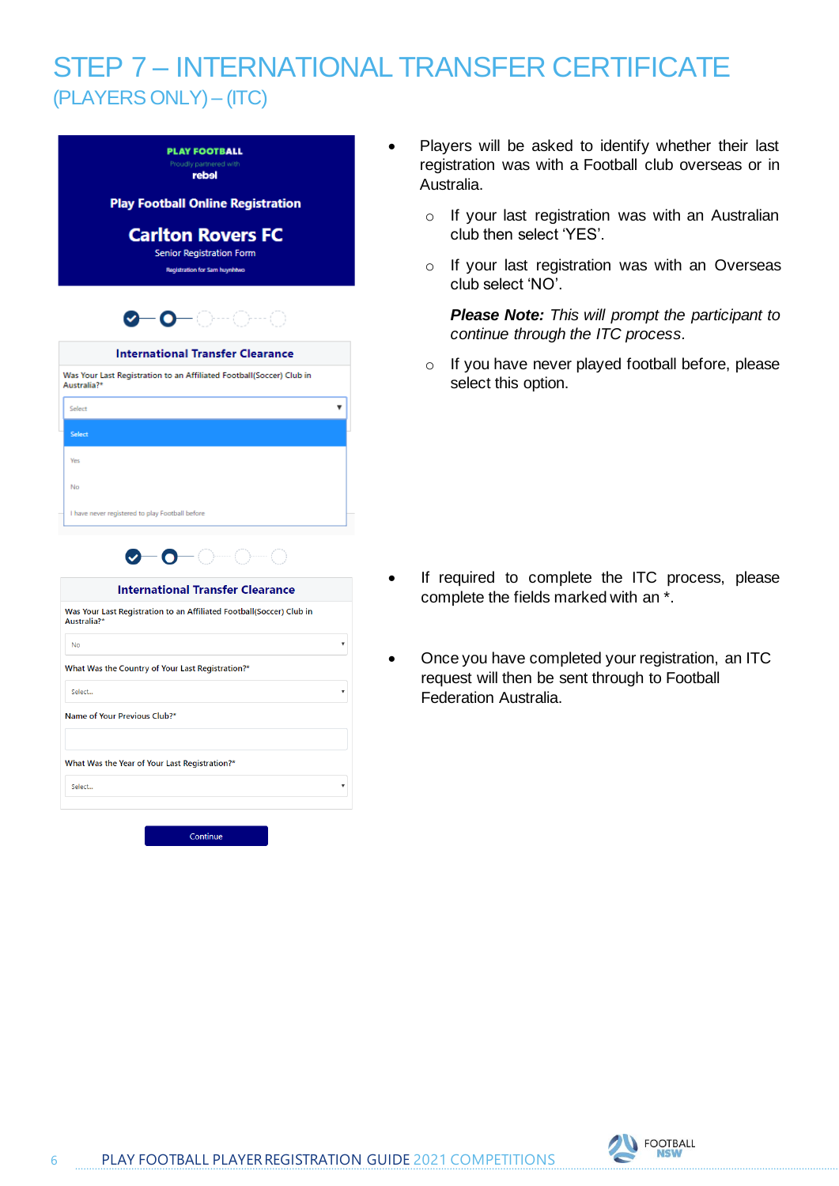# STEP 7 – INTERNATIONAL TRANSFER CERTIFICATE

## (PLAYERS ONLY) – (ITC)

PLAY FOOTBALL

Proudly partnered with

rebel

Play Football Online Registration

Carlton Rovers FC

Senior Registration Form

Registration for Sam huynhtwo

International Transfer Clearance

Was Your Last Registration to an Affiliated Football(Soccer) Club in Australia?*

Select

Select

Yes

No

I have never registered to play Football before

International Transfer Clearance

Was Your Last Registration to an Affiliated Football(Soccer) Club in Australia?*

No

What Was the Country of Your Last Registration?*

Select...

Name of Your Previous Club?*

What Was the Year of Your Last Registration?*

Select...

Continue

- Players will be asked to identify whether their last registration was with a Football club overseas or in Australia.
    - If your last registration was with an Australian club then select 'YES'.
    - If your last registration was with an Overseas club select 'NO'.

      ***Please Note:*** *This will prompt the participant to continue through the ITC process.*
    - If you have never played football before, please select this option.

- If required to complete the ITC process, please complete the fields marked with an *.

- Once you have completed your registration, an ITC request will then be sent through to Football Federation Australia.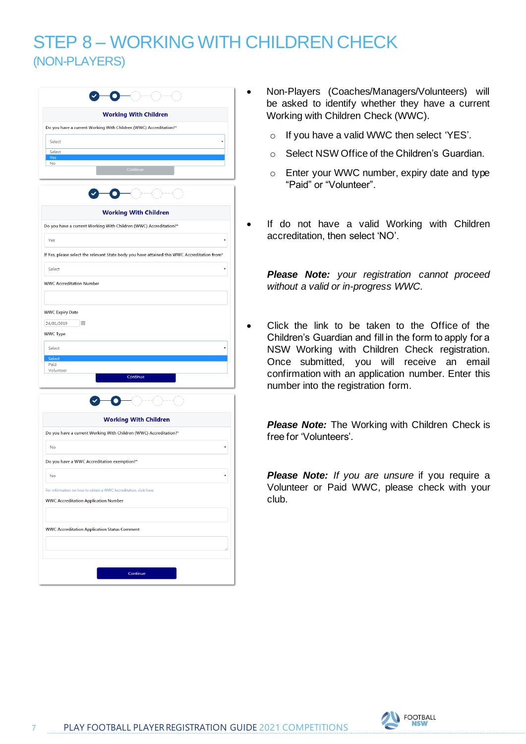# STEP 8 – WORKING WITH CHILDREN CHECK

## (NON-PLAYERS)

- Non-Players (Coaches/Managers/Volunteers) will be asked to identify whether they have a current Working with Children Check (WWC).
  - If you have a valid WWC then select 'YES'.
  - Select NSW Office of the Children's Guardian.
  - Enter your WWC number, expiry date and type "Paid" or "Volunteer".

- If do not have a valid Working with Children accreditation, then select 'NO'.

***Please Note:*** *your registration cannot proceed without a valid or in-progress WWC.*

- Click the link to be taken to the Office of the Children's Guardian and fill in the form to apply for a NSW Working with Children Check registration. Once submitted, you will receive an email confirmation with an application number. Enter this number into the registration form.

***Please Note:*** The Working with Children Check is free for 'Volunteers'.

***Please Note:*** *If you are unsure* if you require a Volunteer or Paid WWC, please check with your club.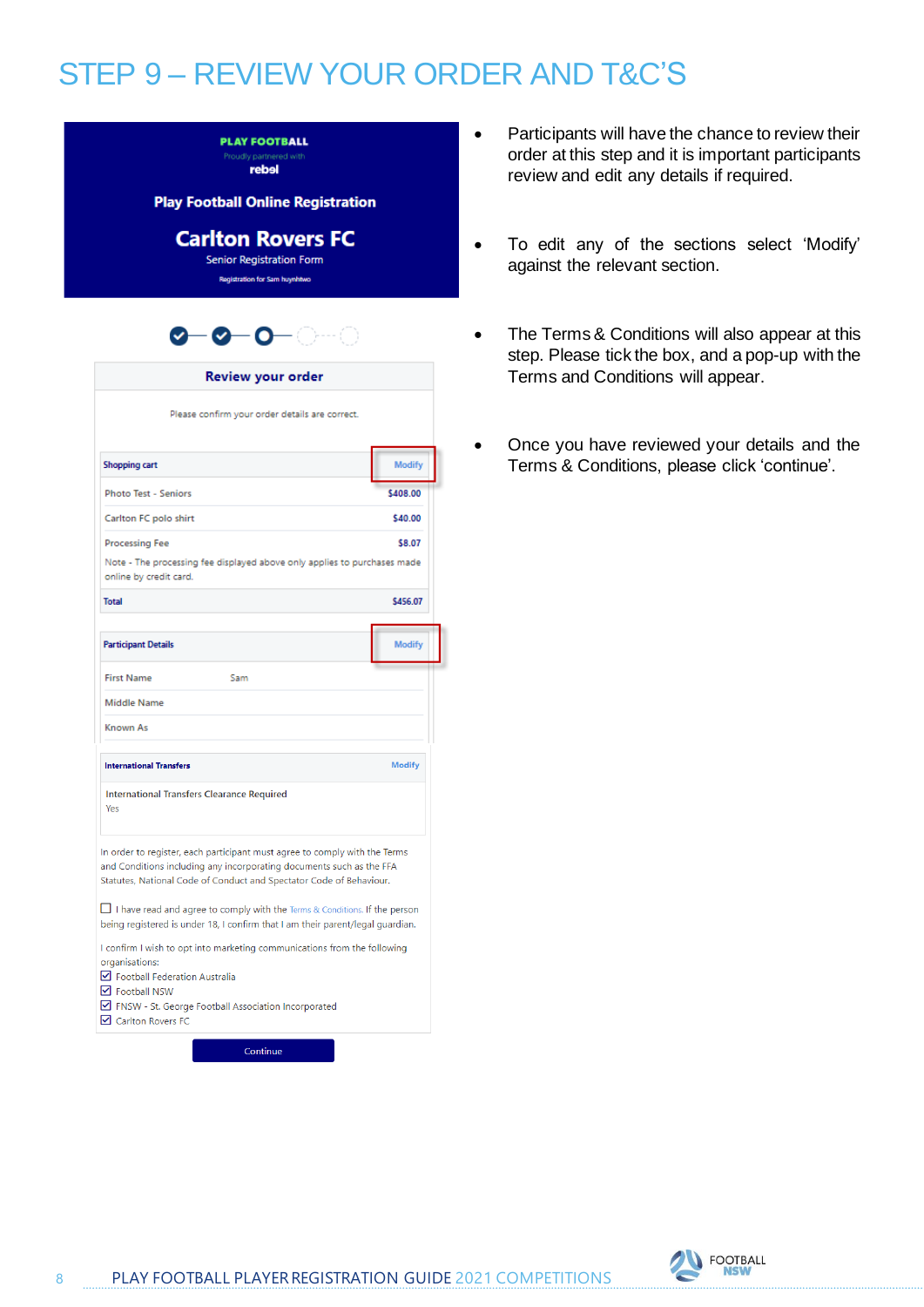# STEP 9 – REVIEW YOUR ORDER AND T&C'S

**PLAY FOOTBALL**
Proudly partnered with
rebel

**Play Football Online Registration**

**Carlton Rovers FC**
Senior Registration Form
Registration for Sam huynhtwo

**Review your order**

Please confirm your order details are correct.

| Shopping cart | Modify |
|---|---|
| Photo Test - Seniors | $408.00 |
| Carlton FC polo shirt | $40.00 |
| Processing Fee | $8.07 |
| Note - The processing fee displayed above only applies to purchases made online by credit card. | |
| Total | $456.07 |

| Participant Details | Modify |
|---|---|
| First Name | Sam |
| Middle Name | |
| Known As | |

| International Transfers | Modify |
|---|---|
| International Transfers Clearance Required | |
| Yes | |

In order to register, each participant must agree to comply with the Terms and Conditions including any incorporating documents such as the FFA Statutes, National Code of Conduct and Spectator Code of Behaviour.

☐ I have read and agree to comply with the Terms & Conditions. If the person being registered is under 18, I confirm that I am their parent/legal guardian.

I confirm I wish to opt into marketing communications from the following organisations:

☑ Football Federation Australia
☑ Football NSW
☑ FNSW - St. George Football Association Incorporated
☑ Carlton Rovers FC

Continue

- Participants will have the chance to review their order at this step and it is important participants review and edit any details if required.
- To edit any of the sections select 'Modify' against the relevant section.
- The Terms & Conditions will also appear at this step. Please tick the box, and a pop-up with the Terms and Conditions will appear.
- Once you have reviewed your details and the Terms & Conditions, please click 'continue'.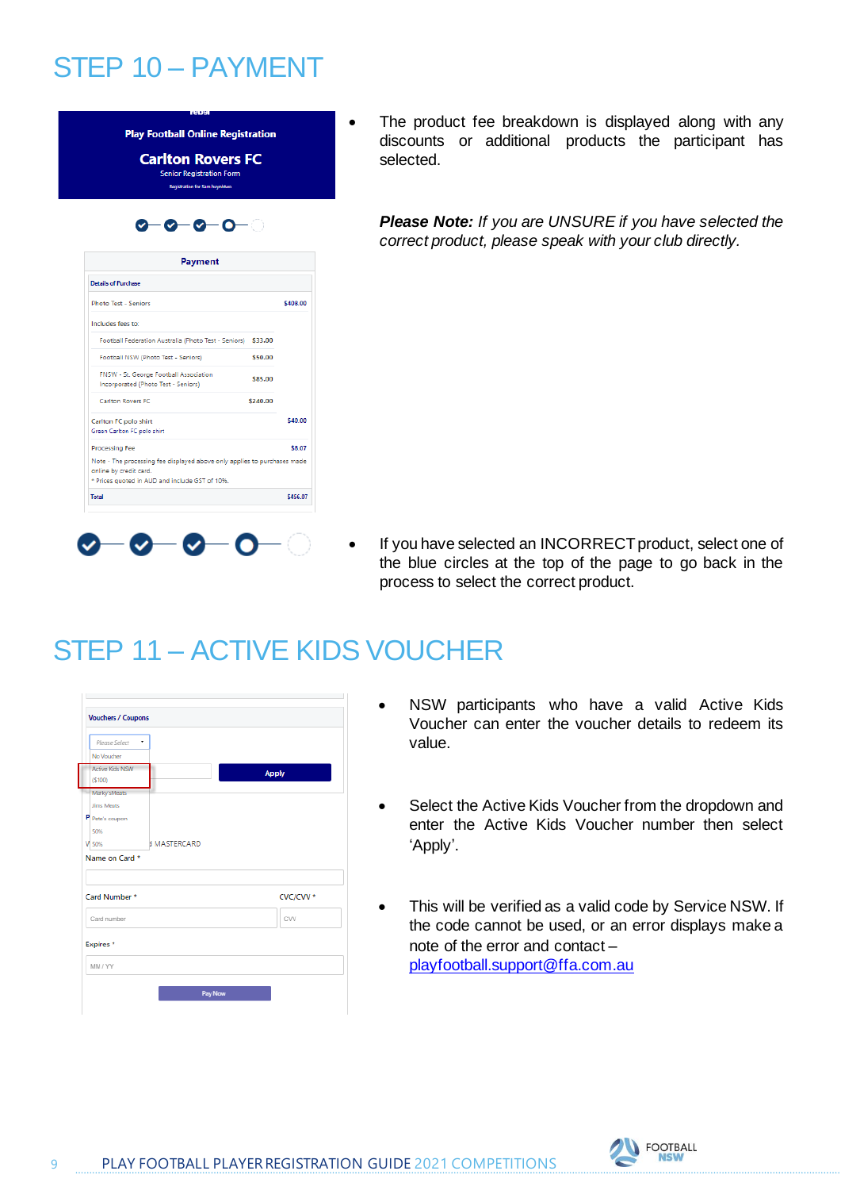# STEP 10 – PAYMENT

- The product fee breakdown is displayed along with any discounts or additional products the participant has selected.

***Please Note:*** *If you are UNSURE if you have selected the correct product, please speak with your club directly.*

- If you have selected an INCORRECT product, select one of the blue circles at the top of the page to go back in the process to select the correct product.

# STEP 11 – ACTIVE KIDS VOUCHER

- NSW participants who have a valid Active Kids Voucher can enter the voucher details to redeem its value.
- Select the Active Kids Voucher from the dropdown and enter the Active Kids Voucher number then select 'Apply'.
- This will be verified as a valid code by Service NSW. If the code cannot be used, or an error displays make a note of the error and contact – playfootball.support@ffa.com.au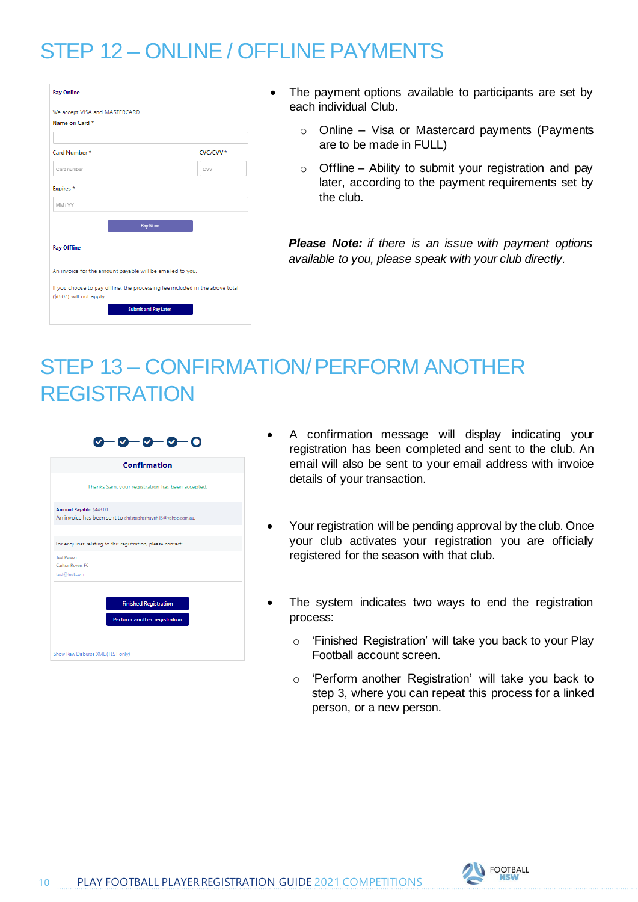# STEP 12 – ONLINE / OFFLINE PAYMENTS

- The payment options available to participants are set by each individual Club.
  - Online – Visa or Mastercard payments (Payments are to be made in FULL)
  - Offline – Ability to submit your registration and pay later, according to the payment requirements set by the club.

***Please Note:*** *if there is an issue with payment options available to you, please speak with your club directly.*

# STEP 13 – CONFIRMATION/ PERFORM ANOTHER REGISTRATION

- A confirmation message will display indicating your registration has been completed and sent to the club. An email will also be sent to your email address with invoice details of your transaction.

- Your registration will be pending approval by the club. Once your club activates your registration you are officially registered for the season with that club.

- The system indicates two ways to end the registration process:
  - 'Finished Registration' will take you back to your Play Football account screen.
  - 'Perform another Registration' will take you back to step 3, where you can repeat this process for a linked person, or a new person.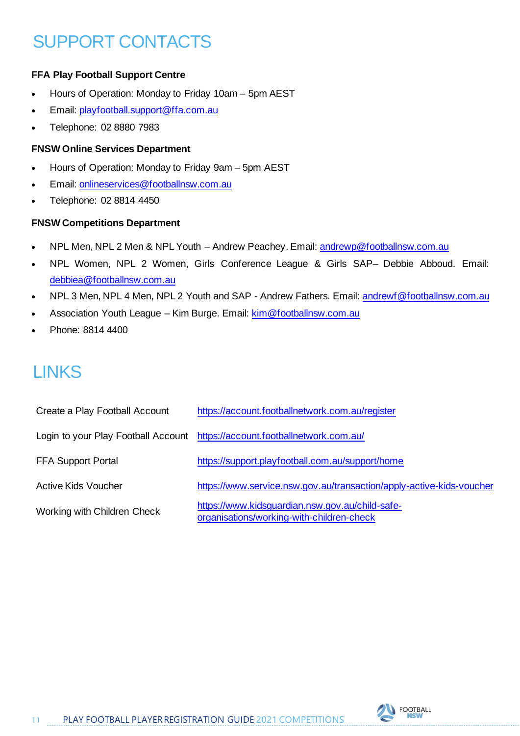# SUPPORT CONTACTS

**FFA Play Football Support Centre**

- Hours of Operation: Monday to Friday 10am – 5pm AEST
- Email: playfootball.support@ffa.com.au
- Telephone: 02 8880 7983

**FNSW Online Services Department**

- Hours of Operation: Monday to Friday 9am – 5pm AEST
- Email: onlineservices@footballnsw.com.au
- Telephone: 02 8814 4450

**FNSW Competitions Department**

- NPL Men, NPL 2 Men & NPL Youth – Andrew Peachey. Email: andrewp@footballnsw.com.au
- NPL Women, NPL 2 Women, Girls Conference League & Girls SAP– Debbie Abboud. Email: debbiea@footballnsw.com.au
- NPL 3 Men, NPL 4 Men, NPL 2 Youth and SAP - Andrew Fathers. Email: andrewf@footballnsw.com.au
- Association Youth League – Kim Burge. Email: kim@footballnsw.com.au
- Phone: 8814 4400

# LINKS

| | |
|---|---|
| Create a Play Football Account | https://account.footballnetwork.com.au/register |
| Login to your Play Football Account | https://account.footballnetwork.com.au/ |
| FFA Support Portal | https://support.playfootball.com.au/support/home |
| Active Kids Voucher | https://www.service.nsw.gov.au/transaction/apply-active-kids-voucher |
| Working with Children Check | https://www.kidsguardian.nsw.gov.au/child-safe-organisations/working-with-children-check |